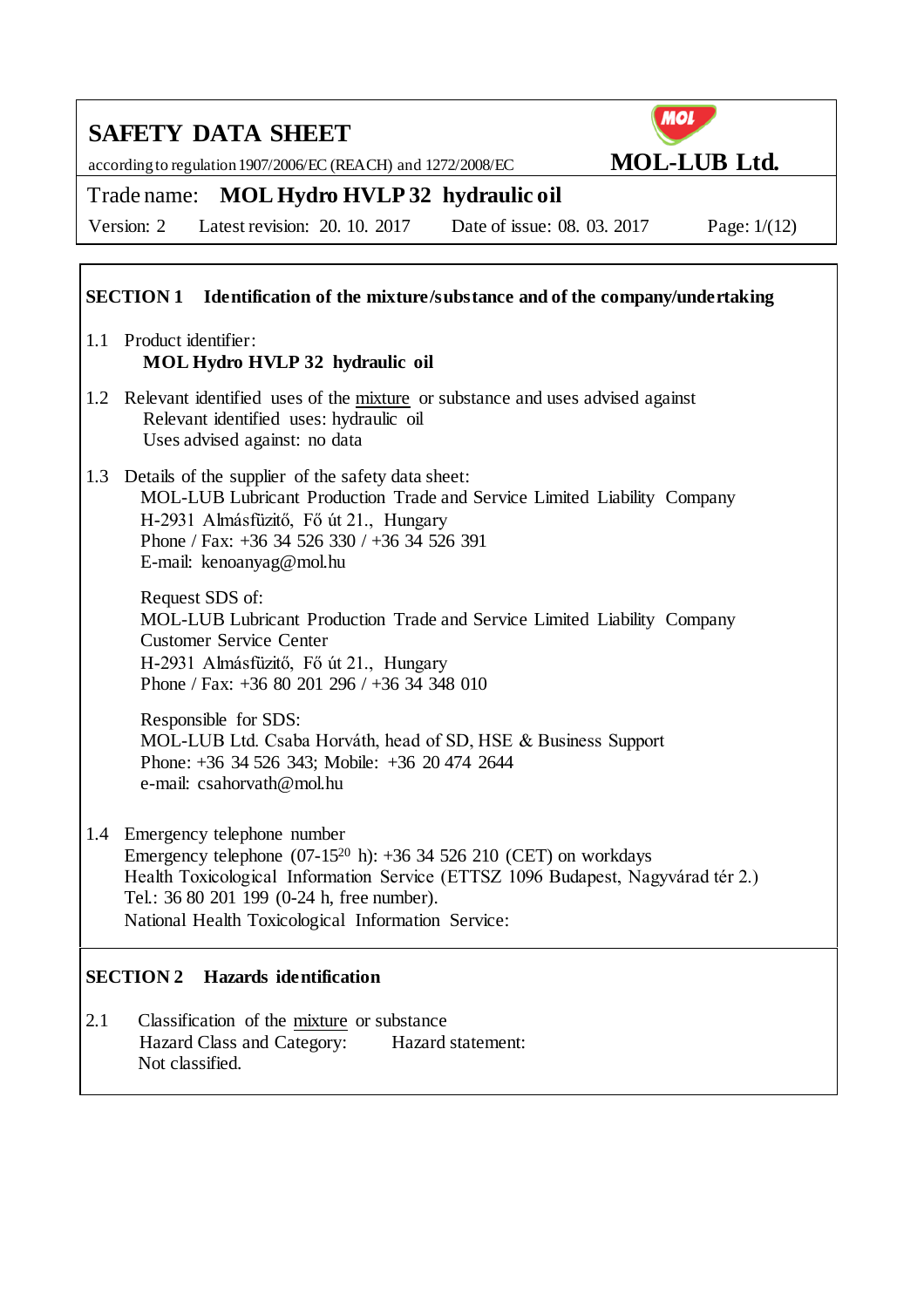# SAFETY DATA SHEET

according to regulation 1907/2006/EC (REACH) and 1272/2008/EC

**MOL-LUB Ltd.**

Trade name: **MOL Hydro HVLP 32 hydraulic oil**

Version: 2 Latest revision: 20. 10. 2017 Date of issue: 08. 03. 2017

## SECTION 1 Identification of the mixture/substance and of the company/undertaking

1.1 Product identifier:
**MOL Hydro HVLP 32 hydraulic oil**

1.2 Relevant identified uses of the mixture or substance and uses advised against
Relevant identified uses: hydraulic oil
Uses advised against: no data

1.3 Details of the supplier of the safety data sheet:
MOL-LUB Lubricant Production Trade and Service Limited Liability Company
H-2931 Almásfüzitő, Fő út 21., Hungary
Phone / Fax: +36 34 526 330 / +36 34 526 391
E-mail: kenoanyag@mol.hu

Request SDS of:
MOL-LUB Lubricant Production Trade and Service Limited Liability Company
Customer Service Center
H-2931 Almásfüzitő, Fő út 21., Hungary
Phone / Fax: +36 80 201 296 / +36 34 348 010

Responsible for SDS:
MOL-LUB Ltd. Csaba Horváth, head of SD, HSE & Business Support
Phone: +36 34 526 343; Mobile: +36 20 474 2644
e-mail: csahorvath@mol.hu

1.4 Emergency telephone number
Emergency telephone (07-15[20] h): +36 34 526 210 (CET) on workdays
Health Toxicological Information Service (ETTSZ 1096 Budapest, Nagyvárad tér 2.)
Tel.: 36 80 201 199 (0-24 h, free number).
National Health Toxicological Information Service:

## SECTION 2 Hazards identification

2.1 Classification of the mixture or substance
Hazard Class and Category: Hazard statement:
Not classified.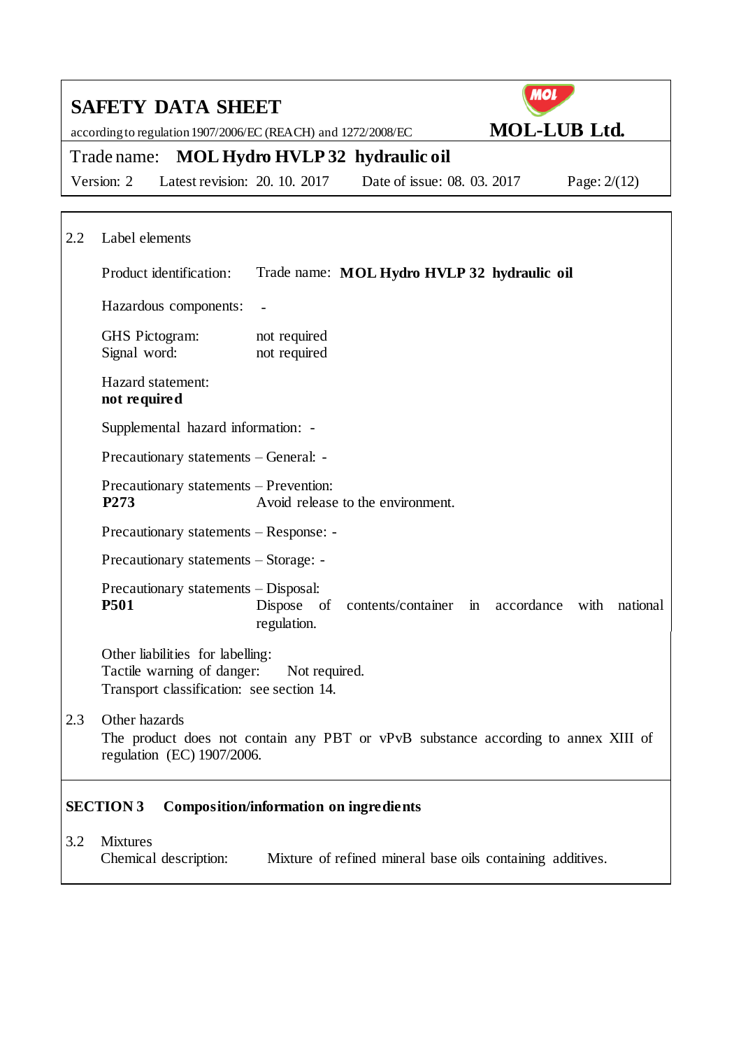2.2 Label elements

Product identification: Trade name: **MOL Hydro HVLP 32 hydraulic oil**

Hazardous components: -

GHS Pictogram: not required
Signal word: not required

Hazard statement:
**not required**

Supplemental hazard information: -

Precautionary statements – General: -

Precautionary statements – Prevention:
**P273** Avoid release to the environment.

Precautionary statements – Response: -

Precautionary statements – Storage: -

Precautionary statements – Disposal:
**P501** Dispose of contents/container in accordance with national regulation.

Other liabilities for labelling:
Tactile warning of danger: Not required.
Transport classification: see section 14.

2.3 Other hazards
The product does not contain any PBT or vPvB substance according to annex XIII of regulation (EC) 1907/2006.

## SECTION 3 Composition/information on ingredients

3.2 Mixtures
Chemical description: Mixture of refined mineral base oils containing additives.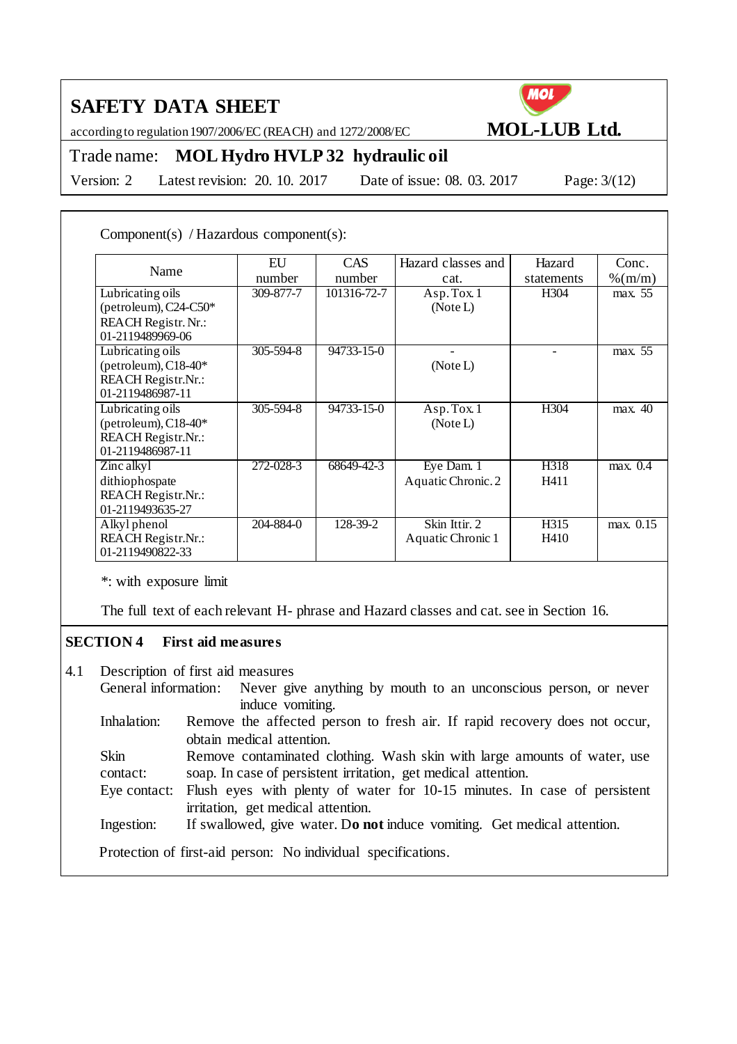Component(s) / Hazardous component(s):

| Name | EU number | CAS number | Hazard classes and cat. | Hazard statements | Conc. %(m/m) |
|---|---|---|---|---|---|
| Lubricating oils (petroleum), C24-C50* REACH Registr. Nr.: 01-2119489969-06 | 309-877-7 | 101316-72-7 | Asp. Tox. 1 (Note L) | H304 | max. 55 |
| Lubricating oils (petroleum), C18-40* REACH Registr.Nr.: 01-2119486987-11 | 305-594-8 | 94733-15-0 | - (Note L) | - | max. 55 |
| Lubricating oils (petroleum), C18-40* REACH Registr.Nr.: 01-2119486987-11 | 305-594-8 | 94733-15-0 | Asp. Tox. 1 (Note L) | H304 | max. 40 |
| Zinc alkyl dithiophospate REACH Registr.Nr.: 01-2119493635-27 | 272-028-3 | 68649-42-3 | Eye Dam. 1 Aquatic Chronic. 2 | H318 H411 | max. 0.4 |
| Alkyl phenol REACH Registr.Nr.: 01-2119490822-33 | 204-884-0 | 128-39-2 | Skin Ittir. 2 Aquatic Chronic 1 | H315 H410 | max. 0.15 |

*: with exposure limit

The full text of each relevant H- phrase and Hazard classes and cat. see in Section 16.

## SECTION 4 First aid measures

4.1 Description of first aid measures

General information: Never give anything by mouth to an unconscious person, or never induce vomiting.

Inhalation: Remove the affected person to fresh air. If rapid recovery does not occur, obtain medical attention.

Skin contact: Remove contaminated clothing. Wash skin with large amounts of water, use soap. In case of persistent irritation, get medical attention.

Eye contact: Flush eyes with plenty of water for 10-15 minutes. In case of persistent irritation, get medical attention.

Ingestion: If swallowed, give water. D**o not** induce vomiting. Get medical attention.

Protection of first-aid person: No individual specifications.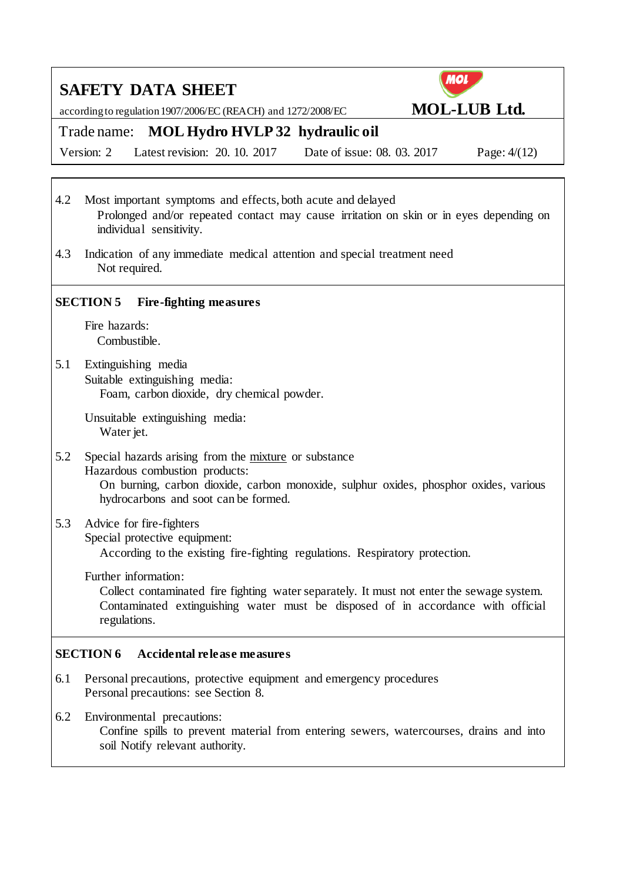4.2 Most important symptoms and effects, both acute and delayed

Prolonged and/or repeated contact may cause irritation on skin or in eyes depending on individual sensitivity.

4.3 Indication of any immediate medical attention and special treatment need

Not required.

## SECTION 5 Fire-fighting measures

Fire hazards:

Combustible.

5.1 Extinguishing media

Suitable extinguishing media:

Foam, carbon dioxide, dry chemical powder.

Unsuitable extinguishing media:

Water jet.

5.2 Special hazards arising from the mixture or substance

Hazardous combustion products:

On burning, carbon dioxide, carbon monoxide, sulphur oxides, phosphor oxides, various hydrocarbons and soot can be formed.

5.3 Advice for fire-fighters

Special protective equipment:

According to the existing fire-fighting regulations. Respiratory protection.

Further information:

Collect contaminated fire fighting water separately. It must not enter the sewage system. Contaminated extinguishing water must be disposed of in accordance with official regulations.

## SECTION 6 Accidental release measures

6.1 Personal precautions, protective equipment and emergency procedures

Personal precautions: see Section 8.

6.2 Environmental precautions:

Confine spills to prevent material from entering sewers, watercourses, drains and into soil Notify relevant authority.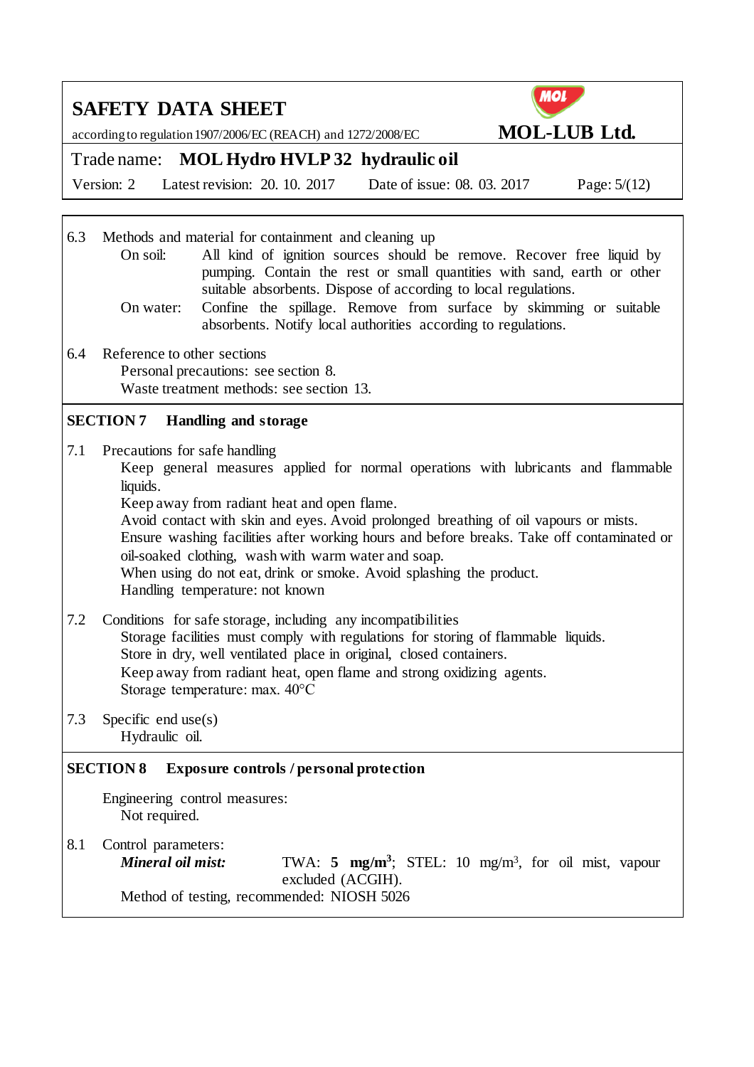6.3 Methods and material for containment and cleaning up

On soil: All kind of ignition sources should be remove. Recover free liquid by pumping. Contain the rest or small quantities with sand, earth or other suitable absorbents. Dispose of according to local regulations.

On water: Confine the spillage. Remove from surface by skimming or suitable absorbents. Notify local authorities according to regulations.

6.4 Reference to other sections

Personal precautions: see section 8.

Waste treatment methods: see section 13.

## SECTION 7 Handling and storage

7.1 Precautions for safe handling

Keep general measures applied for normal operations with lubricants and flammable liquids.

Keep away from radiant heat and open flame.

Avoid contact with skin and eyes. Avoid prolonged breathing of oil vapours or mists.

Ensure washing facilities after working hours and before breaks. Take off contaminated or oil-soaked clothing, wash with warm water and soap.

When using do not eat, drink or smoke. Avoid splashing the product.

Handling temperature: not known

7.2 Conditions for safe storage, including any incompatibilities

Storage facilities must comply with regulations for storing of flammable liquids.

Store in dry, well ventilated place in original, closed containers.

Keep away from radiant heat, open flame and strong oxidizing agents.

Storage temperature: max. 40°C

7.3 Specific end use(s)

Hydraulic oil.

## SECTION 8 Exposure controls / personal protection

Engineering control measures:

Not required.

8.1 Control parameters:

***Mineral oil mist:*** TWA: **5 mg/m$^3$**; STEL: 10 mg/m$^3$, for oil mist, vapour excluded (ACGIH).

Method of testing, recommended: NIOSH 5026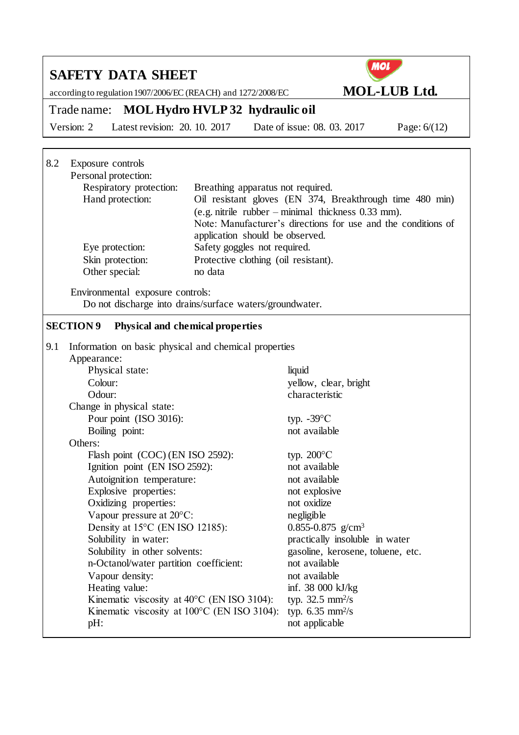8.2 Exposure controls

Personal protection:

| | |
|---|---|
| Respiratory protection: | Breathing apparatus not required. |
| Hand protection: | Oil resistant gloves (EN 374, Breakthrough time 480 min) (e.g. nitrile rubber – minimal thickness 0.33 mm). Note: Manufacturer's directions for use and the conditions of application should be observed. |
| Eye protection: | Safety goggles not required. |
| Skin protection: | Protective clothing (oil resistant). |
| Other special: | no data |

Environmental exposure controls:

Do not discharge into drains/surface waters/groundwater.

## SECTION 9 Physical and chemical properties

9.1 Information on basic physical and chemical properties

Appearance:

| | |
|---|---|
| Physical state: | liquid |
| Colour: | yellow, clear, bright |
| Odour: | characteristic |

Change in physical state:

| | |
|---|---|
| Pour point (ISO 3016): | typ. -39°C |
| Boiling point: | not available |

Others:

| | |
|---|---|
| Flash point (COC) (EN ISO 2592): | typ. 200°C |
| Ignition point (EN ISO 2592): | not available |
| Autoignition temperature: | not available |
| Explosive properties: | not explosive |
| Oxidizing properties: | not oxidize |
| Vapour pressure at 20°C: | negligible |
| Density at 15°C (EN ISO 12185): | 0.855-0.875 g/cm$^3$ |
| Solubility in water: | practically insoluble in water |
| Solubility in other solvents: | gasoline, kerosene, toluene, etc. |
| n-Octanol/water partition coefficient: | not available |
| Vapour density: | not available |
| Heating value: | inf. 38 000 kJ/kg |
| Kinematic viscosity at 40°C (EN ISO 3104): | typ. 32.5 mm$^2$/s |
| Kinematic viscosity at 100°C (EN ISO 3104): | typ. 6.35 mm$^2$/s |
| pH: | not applicable |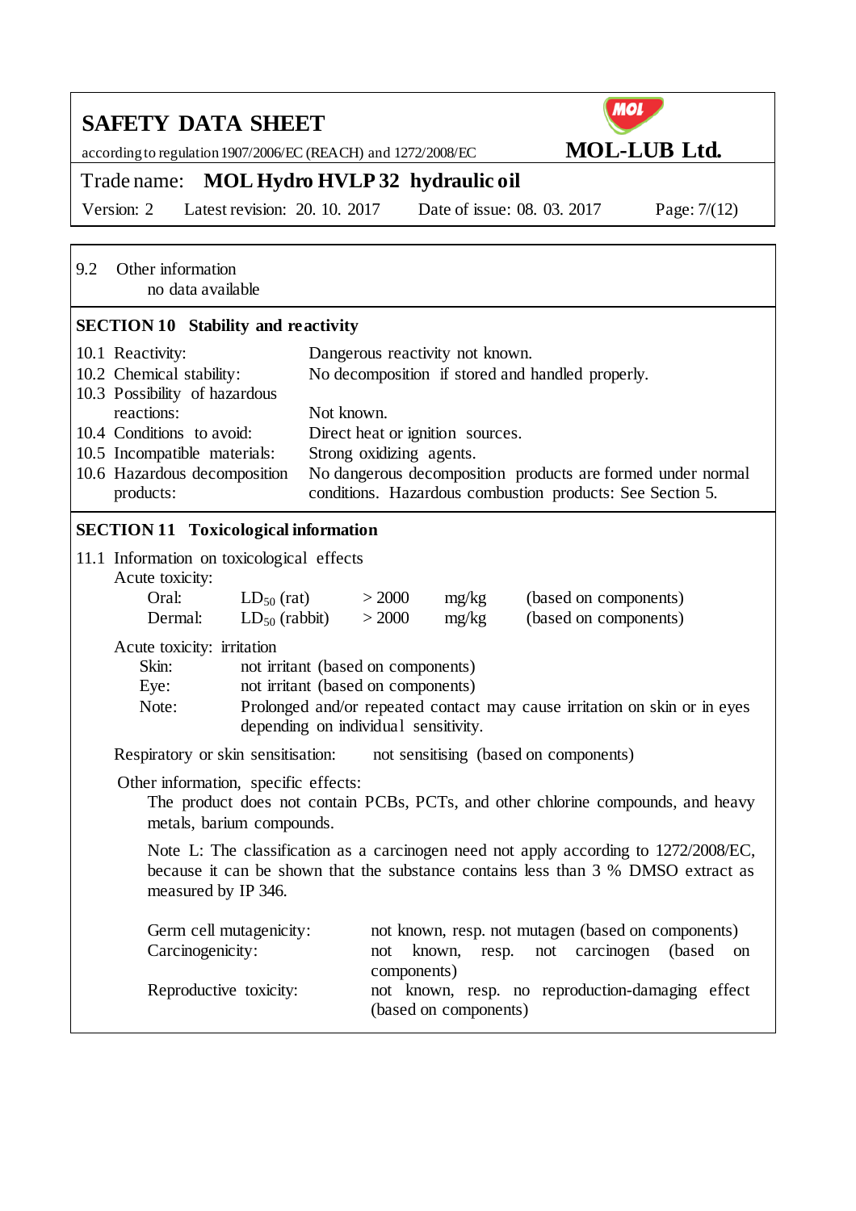9.2 Other information

no data available

## SECTION 10 Stability and reactivity

| | |
|---|---|
| 10.1 Reactivity: | Dangerous reactivity not known. |
| 10.2 Chemical stability: | No decomposition if stored and handled properly. |
| 10.3 Possibility of hazardous reactions: | Not known. |
| 10.4 Conditions to avoid: | Direct heat or ignition sources. |
| 10.5 Incompatible materials: | Strong oxidizing agents. |
| 10.6 Hazardous decomposition products: | No dangerous decomposition products are formed under normal conditions. Hazardous combustion products: See Section 5. |

## SECTION 11 Toxicological information

11.1 Information on toxicological effects

Acute toxicity:

| | | | | |
|---|---|---|---|---|
| Oral: | $LD_{50}$ (rat) | > 2000 | mg/kg | (based on components) |
| Dermal: | $LD_{50}$ (rabbit) | > 2000 | mg/kg | (based on components) |

Acute toxicity: irritation

| | |
|---|---|
| Skin: | not irritant (based on components) |
| Eye: | not irritant (based on components) |
| Note: | Prolonged and/or repeated contact may cause irritation on skin or in eyes depending on individual sensitivity. |

Respiratory or skin sensitisation: not sensitising (based on components)

Other information, specific effects:

The product does not contain PCBs, PCTs, and other chlorine compounds, and heavy metals, barium compounds.

Note L: The classification as a carcinogen need not apply according to 1272/2008/EC, because it can be shown that the substance contains less than 3 % DMSO extract as measured by IP 346.

| | |
|---|---|
| Germ cell mutagenicity: | not known, resp. not mutagen (based on components) |
| Carcinogenicity: | not known, resp. not carcinogen (based on components) |
| Reproductive toxicity: | not known, resp. no reproduction-damaging effect (based on components) |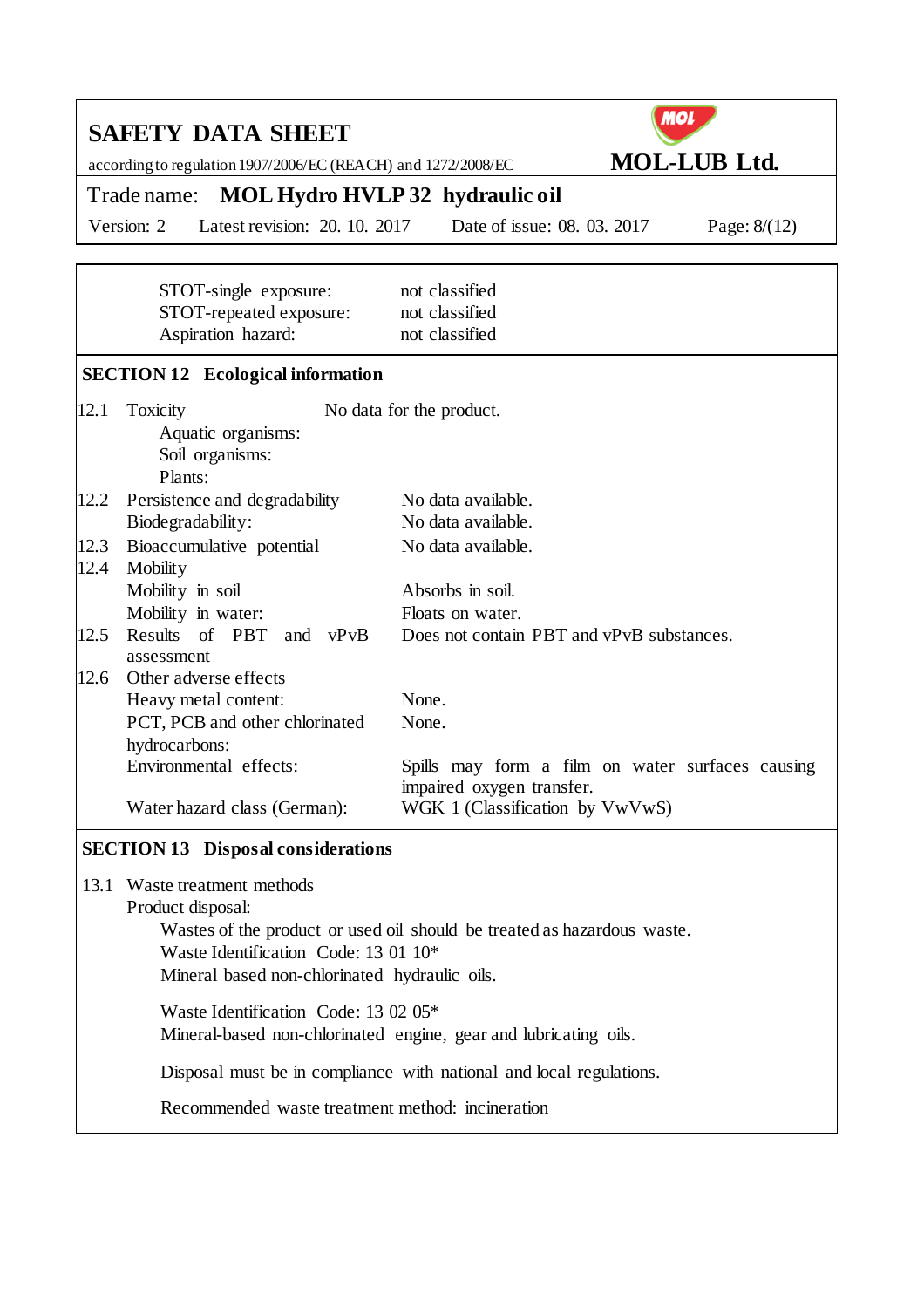| | |
|---|---|
| STOT-single exposure: | not classified |
| STOT-repeated exposure: | not classified |
| Aspiration hazard: | not classified |

## SECTION 12 Ecological information

| | | |
|---|---|---|
| 12.1 | Toxicity | No data for the product. |
| | Aquatic organisms: | |
| | Soil organisms: | |
| | Plants: | |
| 12.2 | Persistence and degradability | No data available. |
| | Biodegradability: | No data available. |
| 12.3 | Bioaccumulative potential | No data available. |
| 12.4 | Mobility | |
| | Mobility in soil | Absorbs in soil. |
| | Mobility in water: | Floats on water. |
| 12.5 | Results of PBT and vPvB assessment | Does not contain PBT and vPvB substances. |
| 12.6 | Other adverse effects | |
| | Heavy metal content: | None. |
| | PCT, PCB and other chlorinated hydrocarbons: | None. |
| | Environmental effects: | Spills may form a film on water surfaces causing impaired oxygen transfer. |
| | Water hazard class (German): | WGK 1 (Classification by VwVwS) |

## SECTION 13 Disposal considerations

13.1 Waste treatment methods

Product disposal:

Wastes of the product or used oil should be treated as hazardous waste.
Waste Identification Code: 13 01 10*
Mineral based non-chlorinated hydraulic oils.

Waste Identification Code: 13 02 05*
Mineral-based non-chlorinated engine, gear and lubricating oils.

Disposal must be in compliance with national and local regulations.

Recommended waste treatment method: incineration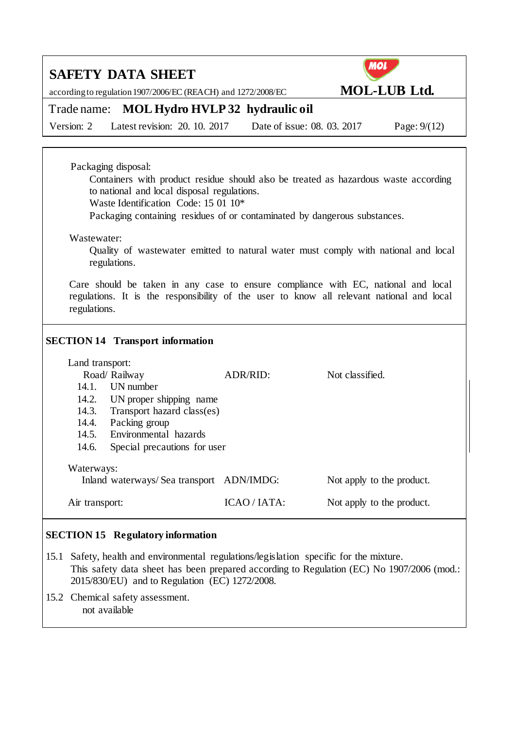Packaging disposal:

Containers with product residue should also be treated as hazardous waste according to national and local disposal regulations.
Waste Identification Code: 15 01 10*
Packaging containing residues of or contaminated by dangerous substances.

Wastewater:

Quality of wastewater emitted to natural water must comply with national and local regulations.

Care should be taken in any case to ensure compliance with EC, national and local regulations. It is the responsibility of the user to know all relevant national and local regulations.

## SECTION 14 Transport information

Land transport:

| | | |
|---|---|---|
| Road/ Railway | ADR/RID: | Not classified. |
| 14.1. UN number | | |
| 14.2. UN proper shipping name | | |
| 14.3. Transport hazard class(es) | | |
| 14.4. Packing group | | |
| 14.5. Environmental hazards | | |
| 14.6. Special precautions for user | | |

Waterways:

| | | |
|---|---|---|
| Inland waterways/ Sea transport | ADN/IMDG: | Not apply to the product. |
| Air transport: | ICAO / IATA: | Not apply to the product. |

## SECTION 15 Regulatory information

15.1 Safety, health and environmental regulations/legislation specific for the mixture.
This safety data sheet has been prepared according to Regulation (EC) No 1907/2006 (mod.: 2015/830/EU) and to Regulation (EC) 1272/2008.

15.2 Chemical safety assessment.
not available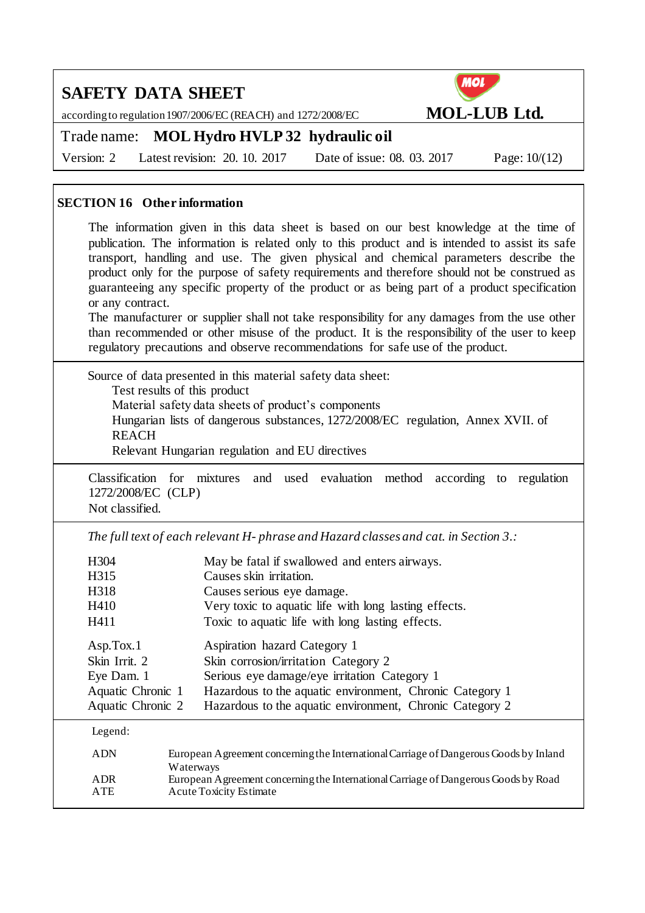## SECTION 16 Other information

The information given in this data sheet is based on our best knowledge at the time of publication. The information is related only to this product and is intended to assist its safe transport, handling and use. The given physical and chemical parameters describe the product only for the purpose of safety requirements and therefore should not be construed as guaranteeing any specific property of the product or as being part of a product specification or any contract.
The manufacturer or supplier shall not take responsibility for any damages from the use other than recommended or other misuse of the product. It is the responsibility of the user to keep regulatory precautions and observe recommendations for safe use of the product.

Source of data presented in this material safety data sheet:

- Test results of this product
- Material safety data sheets of product's components
- Hungarian lists of dangerous substances, 1272/2008/EC regulation, Annex XVII. of REACH
- Relevant Hungarian regulation and EU directives

Classification for mixtures and used evaluation method according to regulation 1272/2008/EC (CLP)
Not classified.

*The full text of each relevant H- phrase and Hazard classes and cat. in Section 3.:*

| | |
|---|---|
| H304 | May be fatal if swallowed and enters airways. |
| H315 | Causes skin irritation. |
| H318 | Causes serious eye damage. |
| H410 | Very toxic to aquatic life with long lasting effects. |
| H411 | Toxic to aquatic life with long lasting effects. |

| | |
|---|---|
| Asp.Tox.1 | Aspiration hazard Category 1 |
| Skin Irrit. 2 | Skin corrosion/irritation Category 2 |
| Eye Dam. 1 | Serious eye damage/eye irritation Category 1 |
| Aquatic Chronic 1 | Hazardous to the aquatic environment, Chronic Category 1 |
| Aquatic Chronic 2 | Hazardous to the aquatic environment, Chronic Category 2 |

Legend:

| | |
|---|---|
| ADN | European Agreement concerning the International Carriage of Dangerous Goods by Inland Waterways |
| ADR | European Agreement concerning the International Carriage of Dangerous Goods by Road |
| ATE | Acute Toxicity Estimate |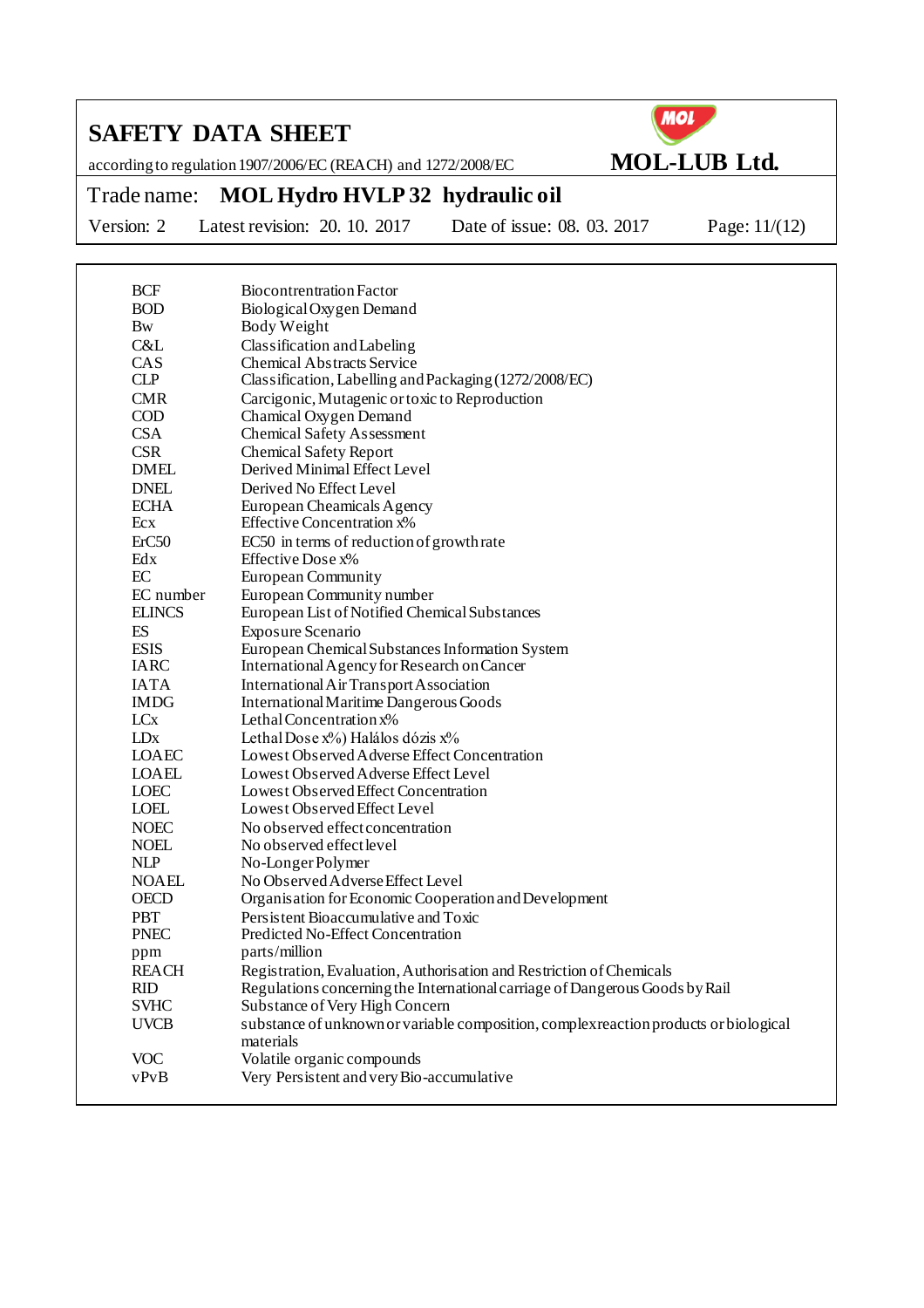| | |
|---|---|
| BCF | Biocontrentration Factor |
| BOD | Biological Oxygen Demand |
| Bw | Body Weight |
| C&L | Classification and Labeling |
| CAS | Chemical Abstracts Service |
| CLP | Classification, Labelling and Packaging (1272/2008/EC) |
| CMR | Carcigonic, Mutagenic or toxic to Reproduction |
| COD | Chamical Oxygen Demand |
| CSA | Chemical Safety Assessment |
| CSR | Chemical Safety Report |
| DMEL | Derived Minimal Effect Level |
| DNEL | Derived No Effect Level |
| ECHA | European Cheamicals Agency |
| Ecx | Effective Concentration x% |
| ErC50 | EC50 in terms of reduction of growth rate |
| Edx | Effective Dose x% |
| EC | European Community |
| EC number | European Community number |
| ELINCS | European List of Notified Chemical Substances |
| ES | Exposure Scenario |
| ESIS | European Chemical Substances Information System |
| IARC | International Agency for Research on Cancer |
| IATA | International Air Transport Association |
| IMDG | International Maritime Dangerous Goods |
| LCx | Lethal Concentration x% |
| LDx | Lethal Dose x%) Halálos dózis x% |
| LOAEC | Lowest Observed Adverse Effect Concentration |
| LOAEL | Lowest Observed Adverse Effect Level |
| LOEC | Lowest Observed Effect Concentration |
| LOEL | Lowest Observed Effect Level |
| NOEC | No observed effect concentration |
| NOEL | No observed effect level |
| NLP | No-Longer Polymer |
| NOAEL | No Observed Adverse Effect Level |
| OECD | Organisation for Economic Cooperation and Development |
| PBT | Persistent Bioaccumulative and Toxic |
| PNEC | Predicted No-Effect Concentration |
| ppm | parts/million |
| REACH | Registration, Evaluation, Authorisation and Restriction of Chemicals |
| RID | Regulations concerning the International carriage of Dangerous Goods by Rail |
| SVHC | Substance of Very High Concern |
| UVCB | substance of unknown or variable composition, complex reaction products or biological materials |
| VOC | Volatile organic compounds |
| vPvB | Very Persistent and very Bio-accumulative |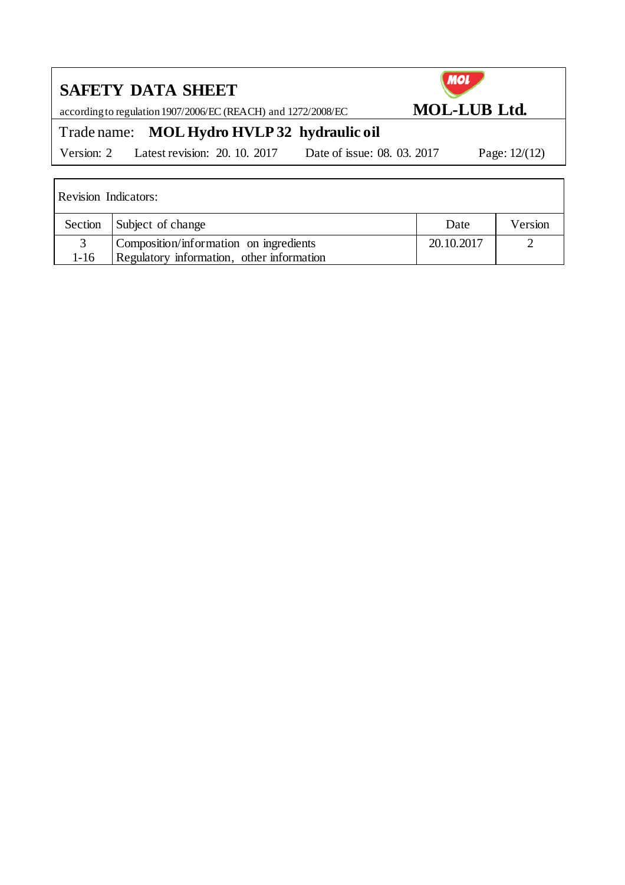Revision Indicators:

| Section | Subject of change | Date | Version |
| --- | --- | --- | --- |
| 3<br>1-16 | Composition/information on ingredients<br>Regulatory information, other information | 20.10.2017 | 2 |